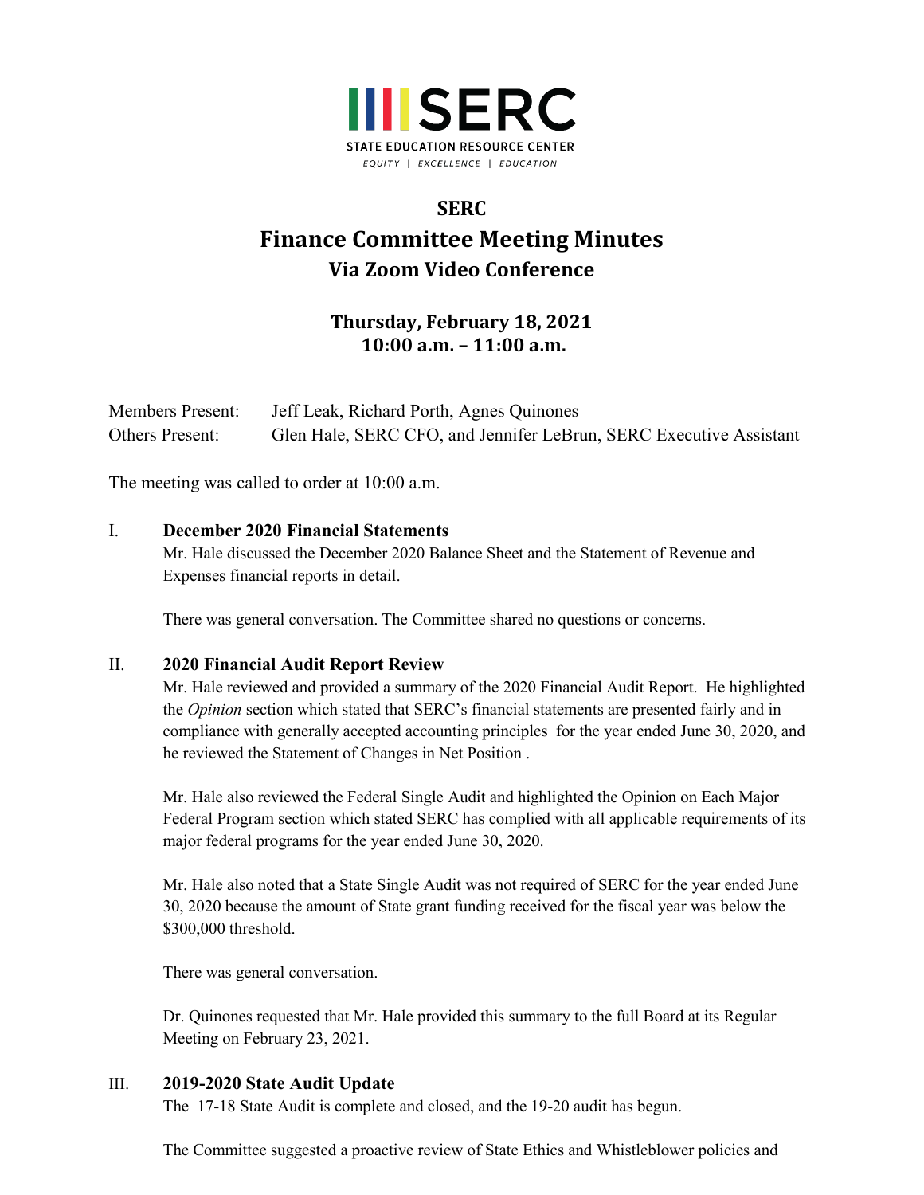SERC

STATE EDUCATION RESOURCE CENTER

EQUITY | EXCELLENCE | EDUCATION

# SERC
# Finance Committee Meeting Minutes
## Via Zoom Video Conference

### Thursday, February 18, 2021
### 10:00 a.m. – 11:00 a.m.

Members Present: Jeff Leak, Richard Porth, Agnes Quinones
Others Present: Glen Hale, SERC CFO, and Jennifer LeBrun, SERC Executive Assistant

The meeting was called to order at 10:00 a.m.

I. **December 2020 Financial Statements**

Mr. Hale discussed the December 2020 Balance Sheet and the Statement of Revenue and Expenses financial reports in detail.

There was general conversation. The Committee shared no questions or concerns.

II. **2020 Financial Audit Report Review**

Mr. Hale reviewed and provided a summary of the 2020 Financial Audit Report. He highlighted the *Opinion* section which stated that SERC's financial statements are presented fairly and in compliance with generally accepted accounting principles for the year ended June 30, 2020, and he reviewed the Statement of Changes in Net Position .

Mr. Hale also reviewed the Federal Single Audit and highlighted the Opinion on Each Major Federal Program section which stated SERC has complied with all applicable requirements of its major federal programs for the year ended June 30, 2020.

Mr. Hale also noted that a State Single Audit was not required of SERC for the year ended June 30, 2020 because the amount of State grant funding received for the fiscal year was below the $300,000 threshold.

There was general conversation.

Dr. Quinones requested that Mr. Hale provided this summary to the full Board at its Regular Meeting on February 23, 2021.

III. **2019-2020 State Audit Update**

The 17-18 State Audit is complete and closed, and the 19-20 audit has begun.

The Committee suggested a proactive review of State Ethics and Whistleblower policies and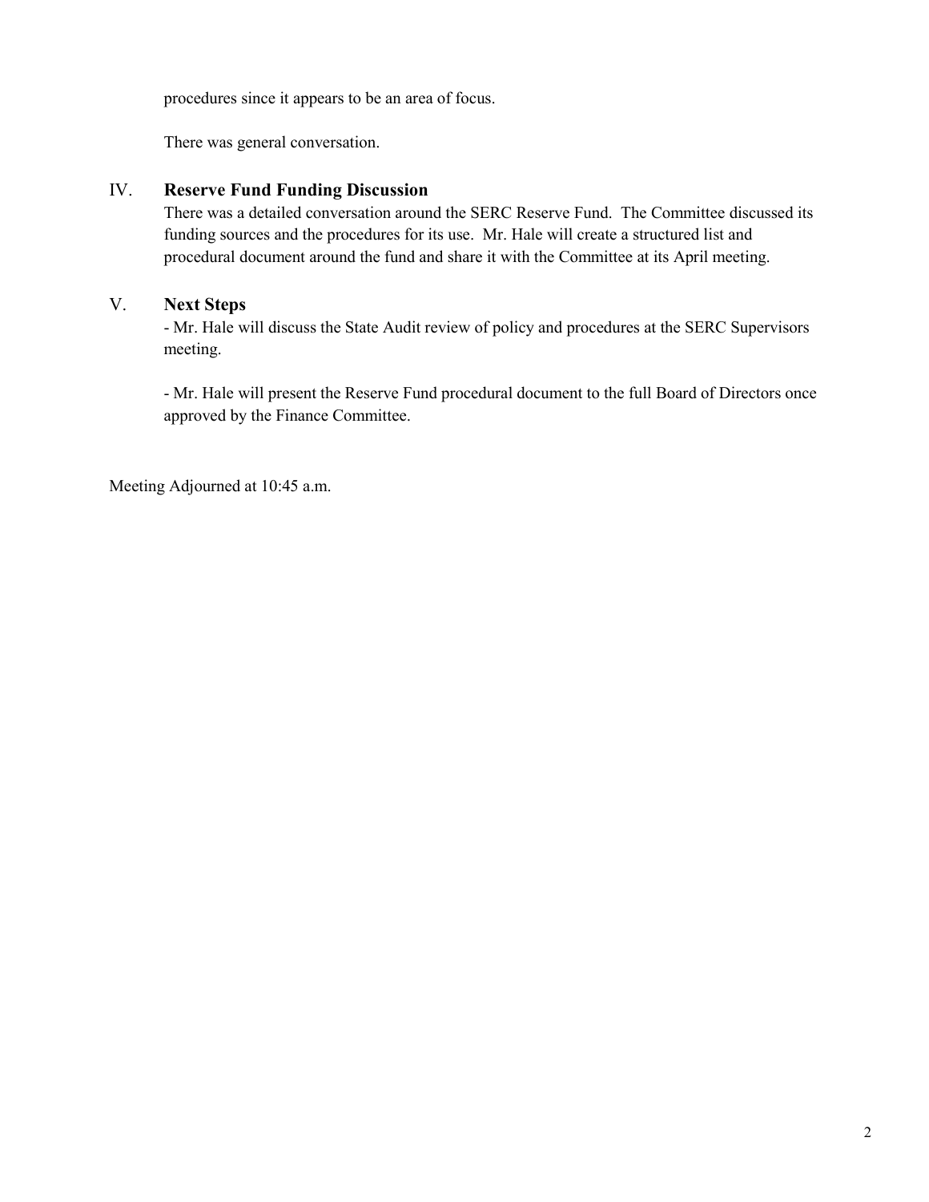procedures since it appears to be an area of focus.

There was general conversation.

## IV. Reserve Fund Funding Discussion

There was a detailed conversation around the SERC Reserve Fund. The Committee discussed its funding sources and the procedures for its use. Mr. Hale will create a structured list and procedural document around the fund and share it with the Committee at its April meeting.

## V. Next Steps

- Mr. Hale will discuss the State Audit review of policy and procedures at the SERC Supervisors meeting.

- Mr. Hale will present the Reserve Fund procedural document to the full Board of Directors once approved by the Finance Committee.

Meeting Adjourned at 10:45 a.m.